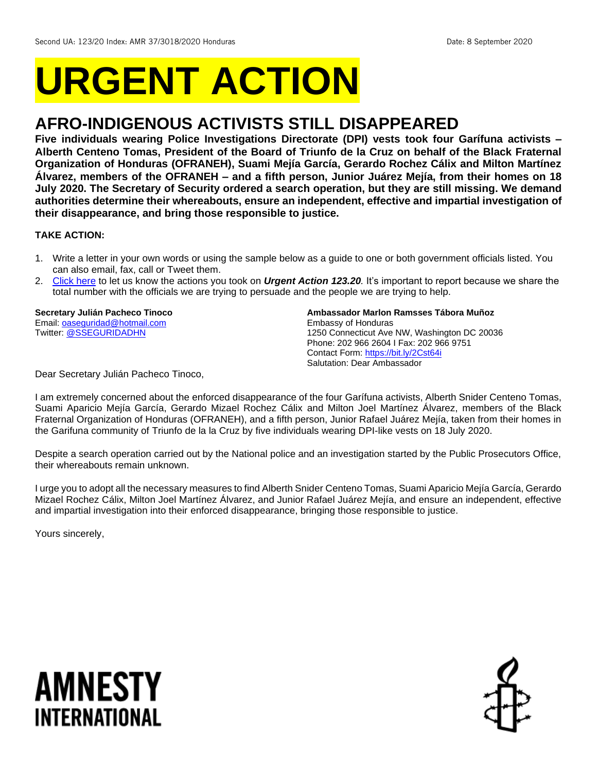Second UA: 123/20 Index: AMR 37/3018/2020 Honduras Date: 8 September 2020

# URGENT ACTION

## AFRO-INDIGENOUS ACTIVISTS STILL DISAPPEARED

**Five individuals wearing Police Investigations Directorate (DPI) vests took four Garífuna activists – Alberth Centeno Tomas, President of the Board of Triunfo de la Cruz on behalf of the Black Fraternal Organization of Honduras (OFRANEH), Suami Mejía García, Gerardo Rochez Cálix and Milton Martínez Álvarez, members of the OFRANEH – and a fifth person, Junior Juárez Mejía, from their homes on 18 July 2020. The Secretary of Security ordered a search operation, but they are still missing. We demand authorities determine their whereabouts, ensure an independent, effective and impartial investigation of their disappearance, and bring those responsible to justice.**

**TAKE ACTION:**

1. Write a letter in your own words or using the sample below as a guide to one or both government officials listed. You can also email, fax, call or Tweet them.
2. Click here to let us know the actions you took on ***Urgent Action 123.20****.* It's important to report because we share the total number with the officials we are trying to persuade and the people we are trying to help.

**Secretary Julián Pacheco Tinoco**
Email: oaseguridad@hotmail.com
Twitter: @SSEGURIDADHN

**Ambassador Marlon Ramsses Tábora Muñoz**
Embassy of Honduras
1250 Connecticut Ave NW, Washington DC 20036
Phone: 202 966 2604 I Fax: 202 966 9751
Contact Form: https://bit.ly/2Cst64i
Salutation: Dear Ambassador

Dear Secretary Julián Pacheco Tinoco,

I am extremely concerned about the enforced disappearance of the four Garífuna activists, Alberth Snider Centeno Tomas, Suami Aparicio Mejía García, Gerardo Mizael Rochez Cálix and Milton Joel Martínez Álvarez, members of the Black Fraternal Organization of Honduras (OFRANEH), and a fifth person, Junior Rafael Juárez Mejía, taken from their homes in the Garifuna community of Triunfo de la la Cruz by five individuals wearing DPI-like vests on 18 July 2020.

Despite a search operation carried out by the National police and an investigation started by the Public Prosecutors Office, their whereabouts remain unknown.

I urge you to adopt all the necessary measures to find Alberth Snider Centeno Tomas, Suami Aparicio Mejía García, Gerardo Mizael Rochez Cálix, Milton Joel Martínez Álvarez, and Junior Rafael Juárez Mejía, and ensure an independent, effective and impartial investigation into their enforced disappearance, bringing those responsible to justice.

Yours sincerely,

AMNESTY INTERNATIONAL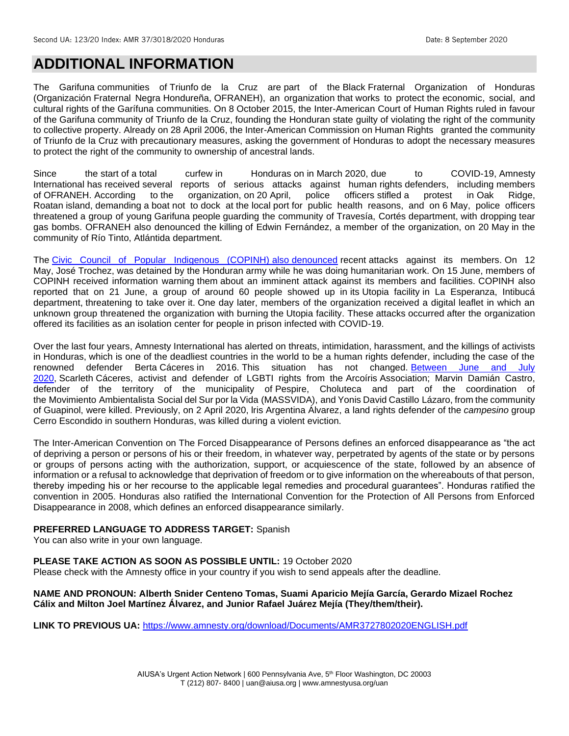# ADDITIONAL INFORMATION

The Garifuna communities of Triunfo de la Cruz are part of the Black Fraternal Organization of Honduras (Organización Fraternal Negra Hondureña, OFRANEH), an organization that works to protect the economic, social, and cultural rights of the Garífuna communities. On 8 October 2015, the Inter-American Court of Human Rights ruled in favour of the Garifuna community of Triunfo de la Cruz, founding the Honduran state guilty of violating the right of the community to collective property. Already on 28 April 2006, the Inter-American Commission on Human Rights granted the community of Triunfo de la Cruz with precautionary measures, asking the government of Honduras to adopt the necessary measures to protect the right of the community to ownership of ancestral lands.

Since the start of a total curfew in Honduras on in March 2020, due to COVID-19, Amnesty International has received several reports of serious attacks against human rights defenders, including members of OFRANEH. According to the organization, on 20 April, police officers stifled a protest in Oak Ridge, Roatan island, demanding a boat not to dock at the local port for public health reasons, and on 6 May, police officers threatened a group of young Garifuna people guarding the community of Travesía, Cortés department, with dropping tear gas bombs. OFRANEH also denounced the killing of Edwin Fernández, a member of the organization, on 20 May in the community of Río Tinto, Atlántida department.

The Civic Council of Popular Indigenous (COPINH) also denounced recent attacks against its members. On 12 May, José Trochez, was detained by the Honduran army while he was doing humanitarian work. On 15 June, members of COPINH received information warning them about an imminent attack against its members and facilities. COPINH also reported that on 21 June, a group of around 60 people showed up in its Utopia facility in La Esperanza, Intibucá department, threatening to take over it. One day later, members of the organization received a digital leaflet in which an unknown group threatened the organization with burning the Utopia facility. These attacks occurred after the organization offered its facilities as an isolation center for people in prison infected with COVID-19.

Over the last four years, Amnesty International has alerted on threats, intimidation, harassment, and the killings of activists in Honduras, which is one of the deadliest countries in the world to be a human rights defender, including the case of the renowned defender Berta Cáceres in 2016. This situation has not changed. Between June and July 2020, Scarleth Cáceres, activist and defender of LGBTI rights from the Arcoíris Association; Marvin Damián Castro, defender of the territory of the municipality of Pespire, Choluteca and part of the coordination of the Movimiento Ambientalista Social del Sur por la Vida (MASSVIDA), and Yonis David Castillo Lázaro, from the community of Guapinol, were killed. Previously, on 2 April 2020, Iris Argentina Álvarez, a land rights defender of the *campesino* group Cerro Escondido in southern Honduras, was killed during a violent eviction.

The Inter-American Convention on The Forced Disappearance of Persons defines an enforced disappearance as "the act of depriving a person or persons of his or their freedom, in whatever way, perpetrated by agents of the state or by persons or groups of persons acting with the authorization, support, or acquiescence of the state, followed by an absence of information or a refusal to acknowledge that deprivation of freedom or to give information on the whereabouts of that person, thereby impeding his or her recourse to the applicable legal remedies and procedural guarantees". Honduras ratified the convention in 2005. Honduras also ratified the International Convention for the Protection of All Persons from Enforced Disappearance in 2008, which defines an enforced disappearance similarly.

**PREFERRED LANGUAGE TO ADDRESS TARGET:** Spanish
You can also write in your own language.

**PLEASE TAKE ACTION AS SOON AS POSSIBLE UNTIL:** 19 October 2020
Please check with the Amnesty office in your country if you wish to send appeals after the deadline.

**NAME AND PRONOUN: Alberth Snider Centeno Tomas, Suami Aparicio Mejía García, Gerardo Mizael Rochez Cálix and Milton Joel Martínez Álvarez, and Junior Rafael Juárez Mejía (They/them/their).**

**LINK TO PREVIOUS UA:** https://www.amnesty.org/download/Documents/AMR3727802020ENGLISH.pdf

AIUSA's Urgent Action Network | 600 Pennsylvania Ave, 5th Floor Washington, DC 20003
T (212) 807- 8400 | uan@aiusa.org | www.amnestyusa.org/uan